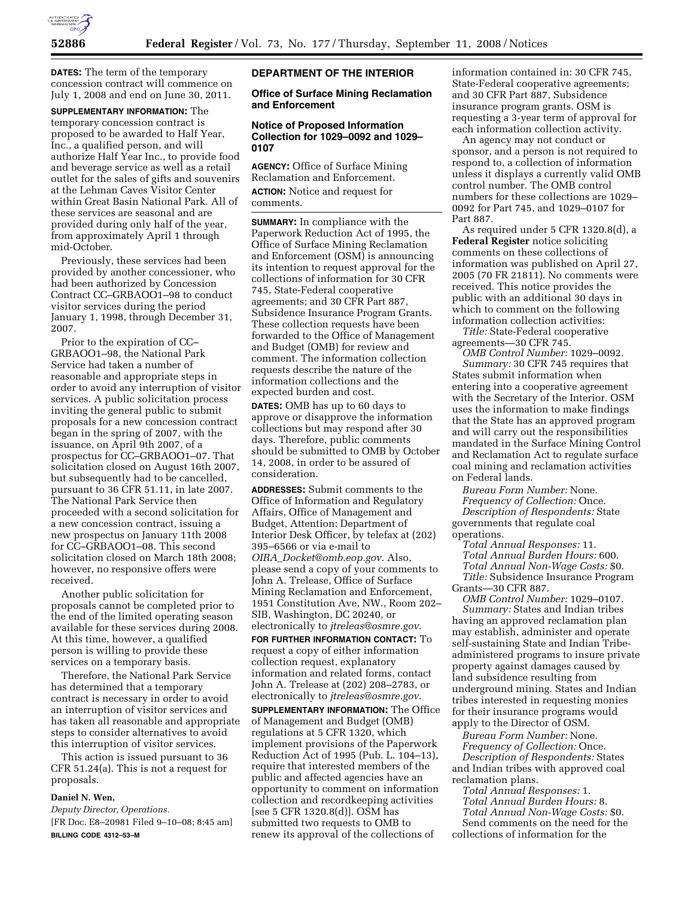**DATES:** The term of the temporary concession contract will commence on July 1, 2008 and end on June 30, 2011.

**SUPPLEMENTARY INFORMATION:** The temporary concession contract is proposed to be awarded to Half Year, Inc., a qualified person, and will authorize Half Year Inc., to provide food and beverage service as well as a retail outlet for the sales of gifts and souvenirs at the Lehman Caves Visitor Center within Great Basin National Park. All of these services are seasonal and are provided during only half of the year, from approximately April 1 through mid-October.

Previously, these services had been provided by another concessioner, who had been authorized by Concession Contract CC–GRBAOO1–98 to conduct visitor services during the period January 1, 1998, through December 31, 2007.

Prior to the expiration of CC–GRBAOO1–98, the National Park Service had taken a number of reasonable and appropriate steps in order to avoid any interruption of visitor services. A public solicitation process inviting the general public to submit proposals for a new concession contract began in the spring of 2007, with the issuance, on April 9th 2007, of a prospectus for CC–GRBAOO1–07. That solicitation closed on August 16th 2007, but subsequently had to be cancelled, pursuant to 36 CFR 51.11, in late 2007. The National Park Service then proceeded with a second solicitation for a new concession contract, issuing a new prospectus on January 11th 2008 for CC–GRBAOO1–08. This second solicitation closed on March 18th 2008; however, no responsive offers were received.

Another public solicitation for proposals cannot be completed prior to the end of the limited operating season available for these services during 2008. At this time, however, a qualified person is willing to provide these services on a temporary basis.

Therefore, the National Park Service has determined that a temporary contract is necessary in order to avoid an interruption of visitor services and has taken all reasonable and appropriate steps to consider alternatives to avoid this interruption of visitor services.

This action is issued pursuant to 36 CFR 51.24(a). This is not a request for proposals.

**Daniel N. Wen,**

*Deputy Director, Operations.*

[FR Doc. E8–20981 Filed 9–10–08; 8:45 am]

**BILLING CODE 4312–53–M**

## DEPARTMENT OF THE INTERIOR

### Office of Surface Mining Reclamation and Enforcement

### Notice of Proposed Information Collection for 1029–0092 and 1029–0107

**AGENCY:** Office of Surface Mining Reclamation and Enforcement.

**ACTION:** Notice and request for comments.

**SUMMARY:** In compliance with the Paperwork Reduction Act of 1995, the Office of Surface Mining Reclamation and Enforcement (OSM) is announcing its intention to request approval for the collections of information for 30 CFR 745, State-Federal cooperative agreements; and 30 CFR Part 887, Subsidence Insurance Program Grants. These collection requests have been forwarded to the Office of Management and Budget (OMB) for review and comment. The information collection requests describe the nature of the information collections and the expected burden and cost.

**DATES:** OMB has up to 60 days to approve or disapprove the information collections but may respond after 30 days. Therefore, public comments should be submitted to OMB by October 14, 2008, in order to be assured of consideration.

**ADDRESSES:** Submit comments to the Office of Information and Regulatory Affairs, Office of Management and Budget, Attention: Department of Interior Desk Officer, by telefax at (202) 395–6566 or via e-mail to *OIRA_Docket@omb.eop.gov*. Also, please send a copy of your comments to John A. Trelease, Office of Surface Mining Reclamation and Enforcement, 1951 Constitution Ave, NW., Room 202–SIB, Washington, DC 20240, or electronically to *jtreleas@osmre.gov*.

**FOR FURTHER INFORMATION CONTACT:** To request a copy of either information collection request, explanatory information and related forms, contact John A. Trelease at (202) 208–2783, or electronically to *jtreleas@osmre.gov*.

**SUPPLEMENTARY INFORMATION:** The Office of Management and Budget (OMB) regulations at 5 CFR 1320, which implement provisions of the Paperwork Reduction Act of 1995 (Pub. L. 104–13), require that interested members of the public and affected agencies have an opportunity to comment on information collection and recordkeeping activities [see 5 CFR 1320.8(d)]. OSM has submitted two requests to OMB to renew its approval of the collections of information contained in: 30 CFR 745, State-Federal cooperative agreements; and 30 CFR Part 887, Subsidence insurance program grants. OSM is requesting a 3-year term of approval for each information collection activity.

An agency may not conduct or sponsor, and a person is not required to respond to, a collection of information unless it displays a currently valid OMB control number. The OMB control numbers for these collections are 1029–0092 for Part 745, and 1029–0107 for Part 887.

As required under 5 CFR 1320.8(d), a **Federal Register** notice soliciting comments on these collections of information was published on April 27, 2005 (70 FR 21811). No comments were received. This notice provides the public with an additional 30 days in which to comment on the following information collection activities:

*Title:* State-Federal cooperative agreements—30 CFR 745.

*OMB Control Number:* 1029–0092.

*Summary:* 30 CFR 745 requires that States submit information when entering into a cooperative agreement with the Secretary of the Interior. OSM uses the information to make findings that the State has an approved program and will carry out the responsibilities mandated in the Surface Mining Control and Reclamation Act to regulate surface coal mining and reclamation activities on Federal lands.

*Bureau Form Number:* None.

*Frequency of Collection:* Once.

*Description of Respondents:* State governments that regulate coal operations.

*Total Annual Responses:* 11.

*Total Annual Burden Hours:* 600.

*Total Annual Non-Wage Costs:* $0.

*Title:* Subsidence Insurance Program Grants—30 CFR 887.

*OMB Control Number:* 1029–0107.

*Summary:* States and Indian tribes having an approved reclamation plan may establish, administer and operate self-sustaining State and Indian Tribe-administered programs to insure private property against damages caused by land subsidence resulting from underground mining. States and Indian tribes interested in requesting monies for their insurance programs would apply to the Director of OSM.

*Bureau Form Number:* None.

*Frequency of Collection:* Once.

*Description of Respondents:* States and Indian tribes with approved coal reclamation plans.

*Total Annual Responses:* 1.

*Total Annual Burden Hours:* 8.

*Total Annual Non-Wage Costs:* $0.

Send comments on the need for the collections of information for the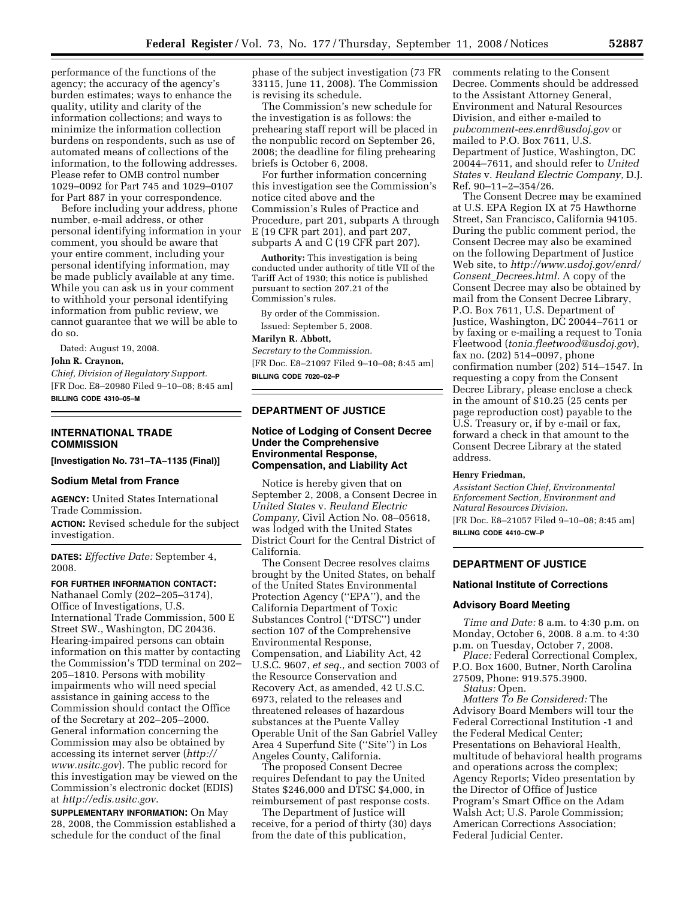performance of the functions of the agency; the accuracy of the agency's burden estimates; ways to enhance the quality, utility and clarity of the information collections; and ways to minimize the information collection burdens on respondents, such as use of automated means of collections of the information, to the following addresses. Please refer to OMB control number 1029–0092 for Part 745 and 1029–0107 for Part 887 in your correspondence.

Before including your address, phone number, e-mail address, or other personal identifying information in your comment, you should be aware that your entire comment, including your personal identifying information, may be made publicly available at any time. While you can ask us in your comment to withhold your personal identifying information from public review, we cannot guarantee that we will be able to do so.

Dated: August 19, 2008.

**John R. Craynon,**

*Chief, Division of Regulatory Support.*

[FR Doc. E8–20980 Filed 9–10–08; 8:45 am]

**BILLING CODE 4310–05–M**

## INTERNATIONAL TRADE COMMISSION

**[Investigation No. 731–TA–1135 (Final)]**

### Sodium Metal from France

**AGENCY:** United States International Trade Commission.

**ACTION:** Revised schedule for the subject investigation.

**DATES:** *Effective Date:* September 4, 2008.

**FOR FURTHER INFORMATION CONTACT:** Nathanael Comly (202–205–3174), Office of Investigations, U.S. International Trade Commission, 500 E Street SW., Washington, DC 20436. Hearing-impaired persons can obtain information on this matter by contacting the Commission's TDD terminal on 202–205–1810. Persons with mobility impairments who will need special assistance in gaining access to the Commission should contact the Office of the Secretary at 202–205–2000. General information concerning the Commission may also be obtained by accessing its internet server (*http://www.usitc.gov*). The public record for this investigation may be viewed on the Commission's electronic docket (EDIS) at *http://edis.usitc.gov*.

**SUPPLEMENTARY INFORMATION:** On May 28, 2008, the Commission established a schedule for the conduct of the final phase of the subject investigation (73 FR 33115, June 11, 2008). The Commission is revising its schedule.

The Commission's new schedule for the investigation is as follows: the prehearing staff report will be placed in the nonpublic record on September 26, 2008; the deadline for filing prehearing briefs is October 6, 2008.

For further information concerning this investigation see the Commission's notice cited above and the Commission's Rules of Practice and Procedure, part 201, subparts A through E (19 CFR part 201), and part 207, subparts A and C (19 CFR part 207).

**Authority:** This investigation is being conducted under authority of title VII of the Tariff Act of 1930; this notice is published pursuant to section 207.21 of the Commission's rules.

By order of the Commission.

Issued: September 5, 2008.

**Marilyn R. Abbott,**

*Secretary to the Commission.*

[FR Doc. E8–21097 Filed 9–10–08; 8:45 am]

**BILLING CODE 7020–02–P**

## DEPARTMENT OF JUSTICE

### Notice of Lodging of Consent Decree Under the Comprehensive Environmental Response, Compensation, and Liability Act

Notice is hereby given that on September 2, 2008, a Consent Decree in *United States* v. *Reuland Electric Company,* Civil Action No. 08–05618, was lodged with the United States District Court for the Central District of California.

The Consent Decree resolves claims brought by the United States, on behalf of the United States Environmental Protection Agency ("EPA"), and the California Department of Toxic Substances Control ("DTSC") under section 107 of the Comprehensive Environmental Response, Compensation, and Liability Act, 42 U.S.C. 9607, *et seq.,* and section 7003 of the Resource Conservation and Recovery Act, as amended, 42 U.S.C. 6973, related to the releases and threatened releases of hazardous substances at the Puente Valley Operable Unit of the San Gabriel Valley Area 4 Superfund Site ("Site") in Los Angeles County, California.

The proposed Consent Decree requires Defendant to pay the United States $246,000 and DTSC $4,000, in reimbursement of past response costs.

The Department of Justice will receive, for a period of thirty (30) days from the date of this publication, comments relating to the Consent Decree. Comments should be addressed to the Assistant Attorney General, Environment and Natural Resources Division, and either e-mailed to *pubcomment-ees.enrd@usdoj.gov* or mailed to P.O. Box 7611, U.S. Department of Justice, Washington, DC 20044–7611, and should refer to *United States* v. *Reuland Electric Company,* D.J. Ref. 90–11–2–354/26.

The Consent Decree may be examined at U.S. EPA Region IX at 75 Hawthorne Street, San Francisco, California 94105. During the public comment period, the Consent Decree may also be examined on the following Department of Justice Web site, to *http://www.usdoj.gov/enrd/Consent_Decrees.html.* A copy of the Consent Decree may also be obtained by mail from the Consent Decree Library, P.O. Box 7611, U.S. Department of Justice, Washington, DC 20044–7611 or by faxing or e-mailing a request to Tonia Fleetwood (*tonia.fleetwood@usdoj.gov*), fax no. (202) 514–0097, phone confirmation number (202) 514–1547. In requesting a copy from the Consent Decree Library, please enclose a check in the amount of $10.25 (25 cents per page reproduction cost) payable to the U.S. Treasury or, if by e-mail or fax, forward a check in that amount to the Consent Decree Library at the stated address.

**Henry Friedman,**

*Assistant Section Chief, Environmental Enforcement Section, Environment and Natural Resources Division.*

[FR Doc. E8–21057 Filed 9–10–08; 8:45 am]

**BILLING CODE 4410–CW–P**

## DEPARTMENT OF JUSTICE

### National Institute of Corrections

### Advisory Board Meeting

*Time and Date:* 8 a.m. to 4:30 p.m. on Monday, October 6, 2008. 8 a.m. to 4:30 p.m. on Tuesday, October 7, 2008.

*Place:* Federal Correctional Complex, P.O. Box 1600, Butner, North Carolina 27509, Phone: 919.575.3900.

*Status:* Open.

*Matters To Be Considered:* The Advisory Board Members will tour the Federal Correctional Institution -1 and the Federal Medical Center; Presentations on Behavioral Health, multitude of behavioral health programs and operations across the complex; Agency Reports; Video presentation by the Director of Office of Justice Program's Smart Office on the Adam Walsh Act; U.S. Parole Commission; American Corrections Association; Federal Judicial Center.